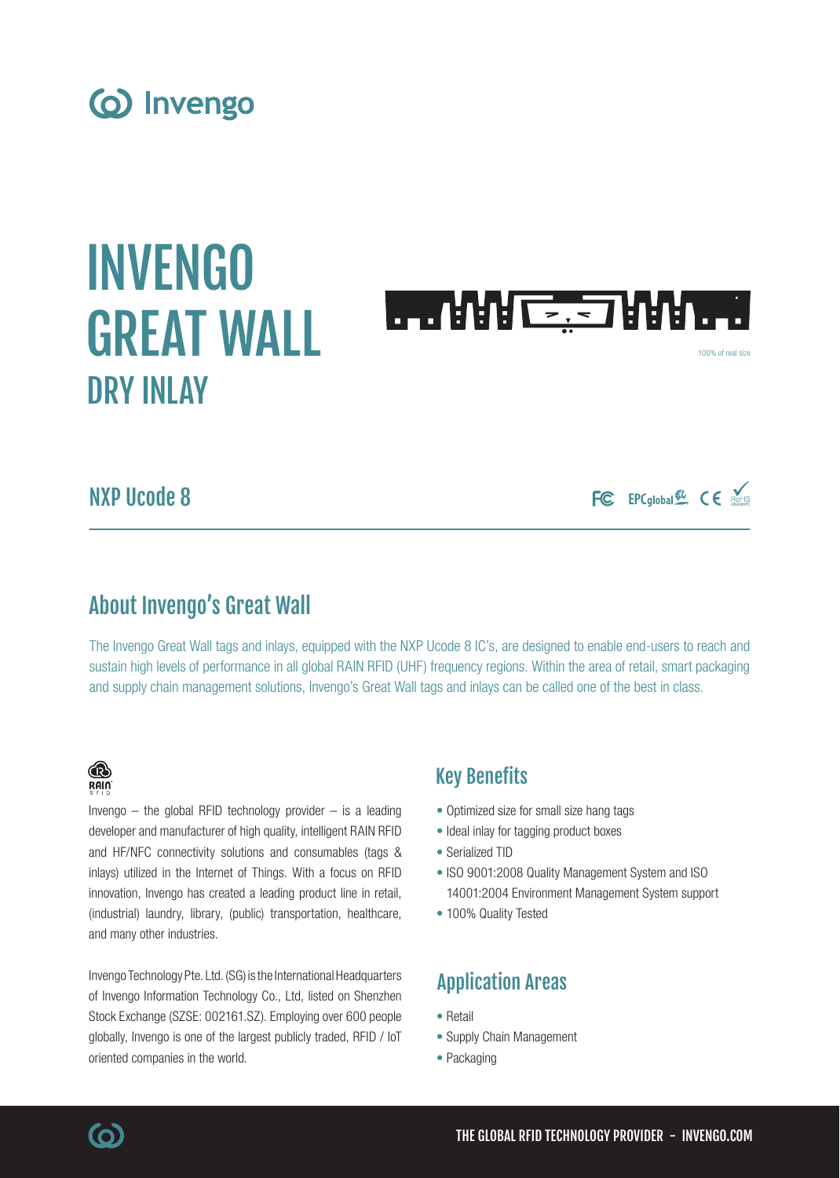Invengo

# INVENGO GREAT WALL

## DRY INLAY

100% of real size

### NXP Ucode 8

## About Invengo's Great Wall

The Invengo Great Wall tags and inlays, equipped with the NXP Ucode 8 IC's, are designed to enable end-users to reach and sustain high levels of performance in all global RAIN RFID (UHF) frequency regions. Within the area of retail, smart packaging and supply chain management solutions, Invengo's Great Wall tags and inlays can be called one of the best in class.

Invengo – the global RFID technology provider – is a leading developer and manufacturer of high quality, intelligent RAIN RFID and HF/NFC connectivity solutions and consumables (tags & inlays) utilized in the Internet of Things. With a focus on RFID innovation, Invengo has created a leading product line in retail, (industrial) laundry, library, (public) transportation, healthcare, and many other industries.

Invengo Technology Pte. Ltd. (SG) is the International Headquarters of Invengo Information Technology Co., Ltd, listed on Shenzhen Stock Exchange (SZSE: 002161.SZ). Employing over 600 people globally, Invengo is one of the largest publicly traded, RFID / IoT oriented companies in the world.

## Key Benefits

- Optimized size for small size hang tags
- Ideal inlay for tagging product boxes
- Serialized TID
- ISO 9001:2008 Quality Management System and ISO 14001:2004 Environment Management System support
- 100% Quality Tested

## Application Areas

- Retail
- Supply Chain Management
- Packaging

THE GLOBAL RFID TECHNOLOGY PROVIDER - INVENGO.COM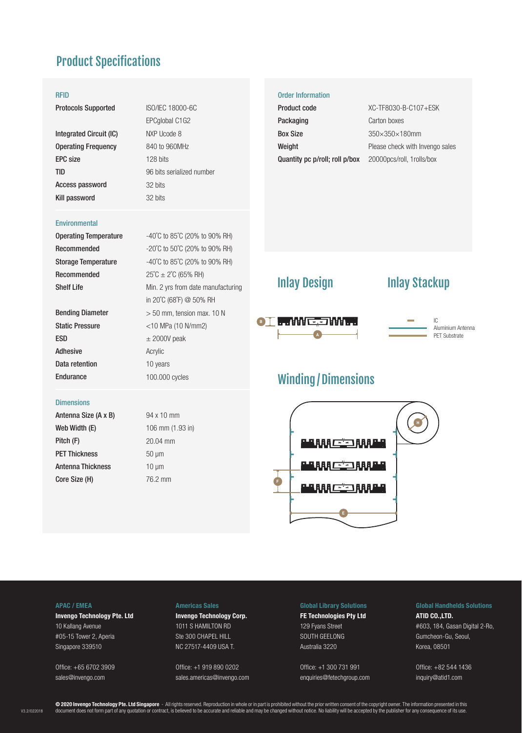# Product Specifications

## RFID

| | |
|---|---|
| Protocols Supported | ISO/IEC 18000-6C<br>EPCglobal C1G2 |
| Integrated Circuit (IC) | NXP Ucode 8 |
| Operating Frequency | 840 to 960MHz |
| EPC size | 128 bits |
| TID | 96 bits serialized number |
| Access password | 32 bits |
| Kill password | 32 bits |

## Environmental

| | |
|---|---|
| Operating Temperature | -40˚C to 85˚C (20% to 90% RH) |
| Recommended | -20˚C to 50˚C (20% to 90% RH) |
| Storage Temperature | -40˚C to 85˚C (20% to 90% RH) |
| Recommended | 25˚C ± 2˚C (65% RH) |
| Shelf Life | Min. 2 yrs from date manufacturing in 20˚C (68˚F) @ 50% RH |
| Bending Diameter | > 50 mm, tension max. 10 N |
| Static Pressure | <10 MPa (10 N/mm2) |
| ESD | ± 2000V peak |
| Adhesive | Acrylic |
| Data retention | 10 years |
| Endurance | 100.000 cycles |

## Dimensions

| | |
|---|---|
| Antenna Size (A x B) | 94 x 10 mm |
| Web Width (E) | 106 mm (1.93 in) |
| Pitch (F) | 20.04 mm |
| PET Thickness | 50 µm |
| Antenna Thickness | 10 µm |
| Core Size (H) | 76.2 mm |

## Order Information

| | |
|---|---|
| Product code | XC-TF8030-B-C107+ESK |
| Packaging | Carton boxes |
| Box Size | 350×350×180mm |
| Weight | Please check with Invengo sales |
| Quantity pc p/roll; roll p/box | 20000pcs/roll, 1rolls/box |

## Inlay Design

B

A

## Inlay Stackup

IC
Aluminium Antenna
PET Substrate

## Winding / Dimensions

H

F

E

**APAC / EMEA**
**Invengo Technology Pte. Ltd**
10 Kallang Avenue
#05-15 Tower 2, Aperia
Singapore 339510

Office: +65 6702 3909
sales@invengo.com

**Americas Sales**
**Invengo Technology Corp.**
1011 S HAMILTON RD
Ste 300 CHAPEL HILL
NC 27517-4409 USA T.

Office: +1 919 890 0202
sales.americas@invengo.com

**Global Library Solutions**
**FE Technologies Pty Ltd**
129 Fyans Street
SOUTH GEELONG
Australia 3220

Office: +1 300 731 991
enquiries@fetechgroup.com

**Global Handhelds Solutions**
**ATID CO.,LTD.**
#603, 184, Gasan Digital 2-Ro,
Gumcheon-Gu, Seoul,
Korea, 08501

Office: +82 544 1436
inquiry@atid1.com

**© 2020 Invengo Technology Pte. Ltd Singapore** - All rights reserved. Reproduction in whole or in part is prohibited without the prior written consent of the copyright owner. The information presented in this document does not form part of any quotation or contract, is believed to be accurate and reliable and may be changed without notice. No liability will be accepted by the publisher for any consequence of its use.

V3.2/022018